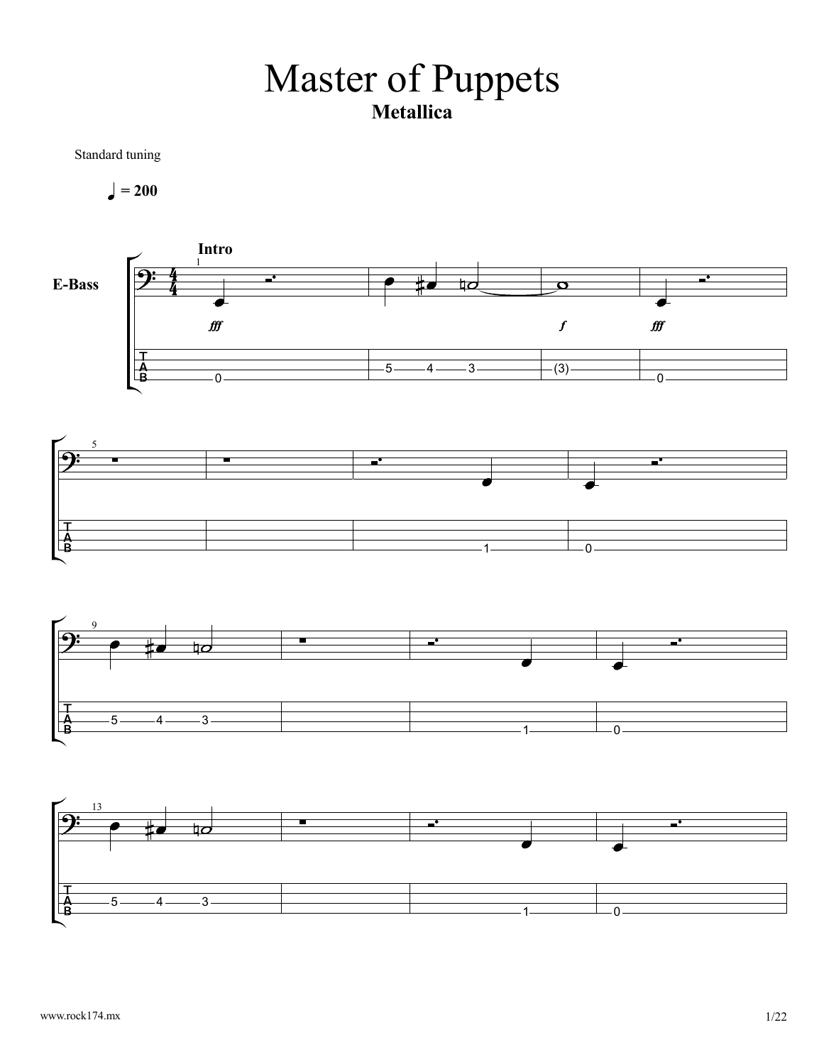# Master of Puppets

**Metallica**

Standard tuning

♩ = 200

**Intro**

E-Bass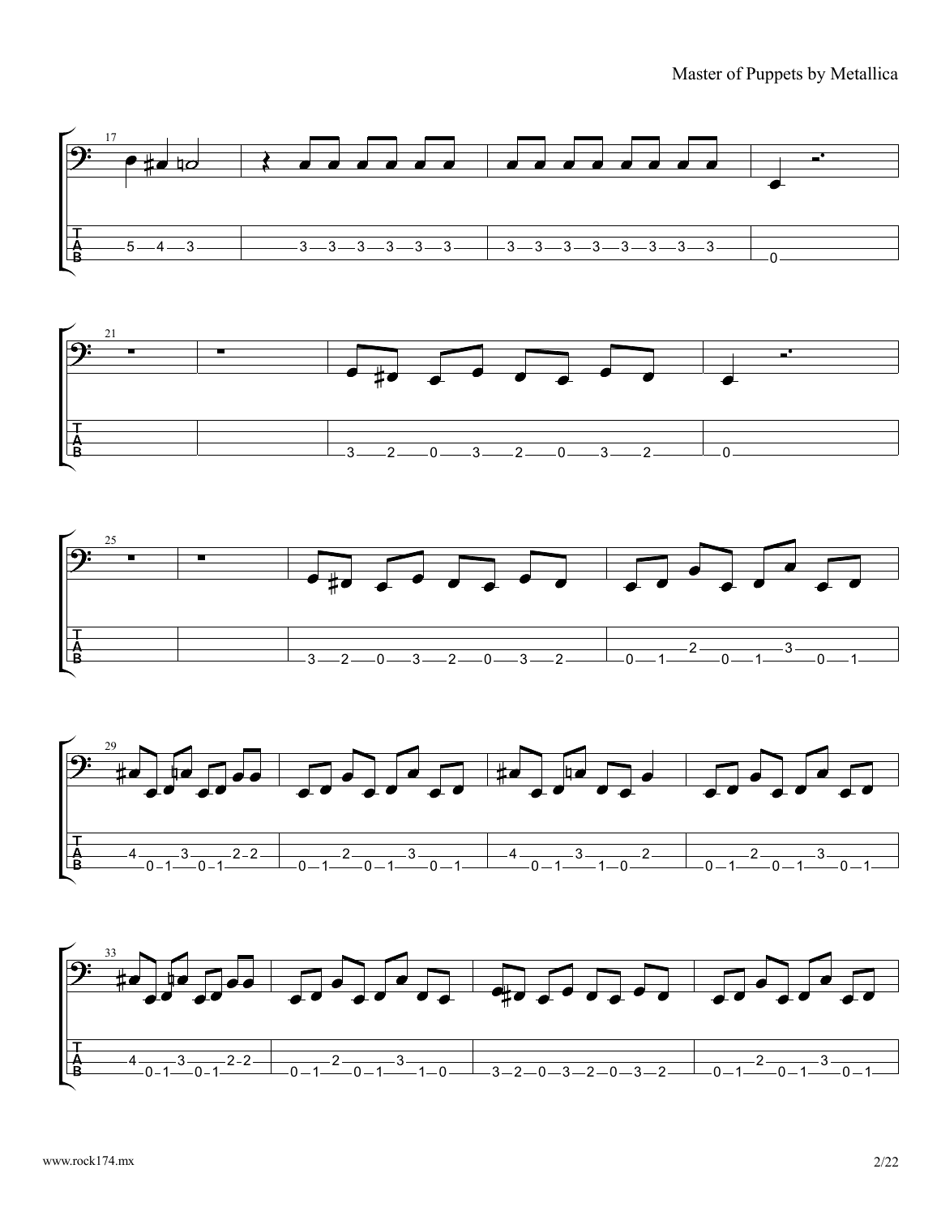```
17
G|---------------|---------------------|-------------------------|-------|
D|---------------|---------------------|-------------------------|-------|
A|--5--4--3------|----3--3--3--3--3--3-|--3--3--3--3--3--3--3--3-|-------|
E|---------------|---------------------|-------------------------|--0----|
```

```
21
G|------|------|-------------------------|-------|
D|------|------|-------------------------|-------|
A|------|------|-------------------------|-------|
E|------|------|--3--2--0--3--2--0--3--2-|--0----|
```

```
25
G|------|------|-------------------------|-------------------------|
D|------|------|-------------------------|-------------------------|
A|------|------|-------------------------|--------2--------3-------|
E|------|------|--3--2--0--3--2--0--3--2-|--0--1-----0--1-----0--1-|
```

```
29
G|-------------------------|-------------------------|----------------------|-------------------------|
D|-------------------------|-------------------------|----------------------|-------------------------|
A|--4--------3--------2--2-|--------2--------3-------|--4--------3--------2-|--------2--------3-------|
E|-----0--1-----0--1-------|--0--1-----0--1-----0--1-|-----0--1-----1--0----|--0--1-----0--1-----0--1-|
```

```
33
G|-------------------------|-------------------------|-------------------------|-------------------------|
D|-------------------------|-------------------------|-------------------------|-------------------------|
A|--4--------3--------2--2-|--------2--------3-------|-------------------------|--------2--------3-------|
E|-----0--1-----0--1-------|--0--1-----0--1-----1--0-|--3--2--0--3--2--0--3--2-|--0--1-----0--1-----0--1-|
```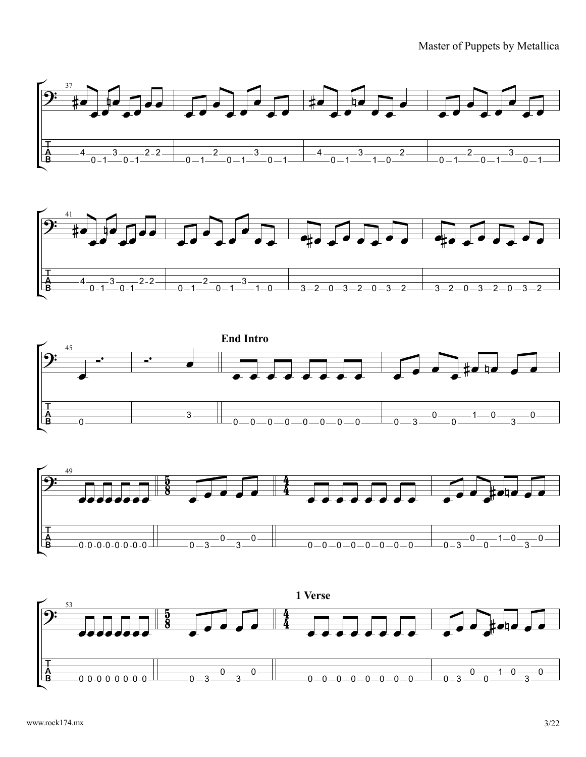**End Intro**

**1 Verse**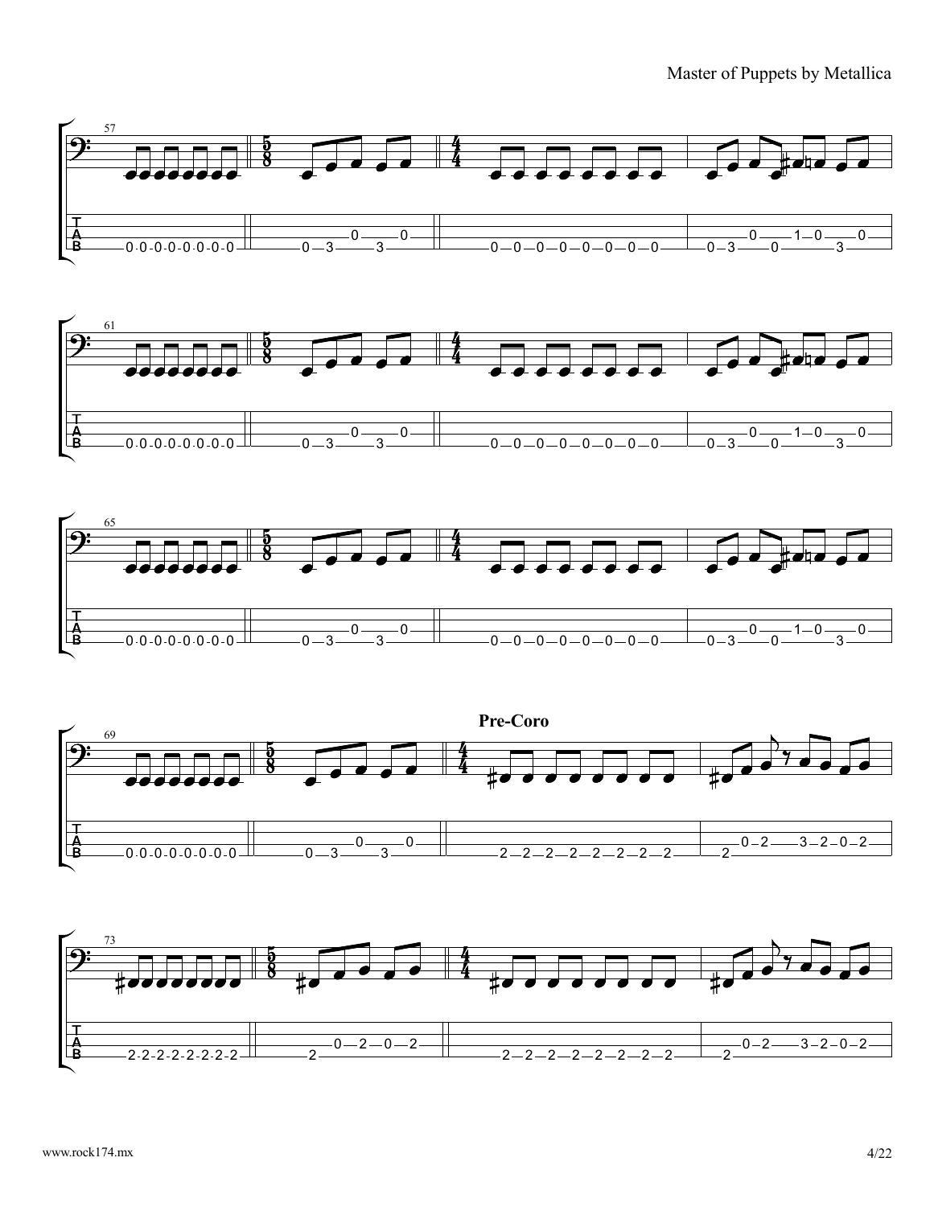**Pre-Coro**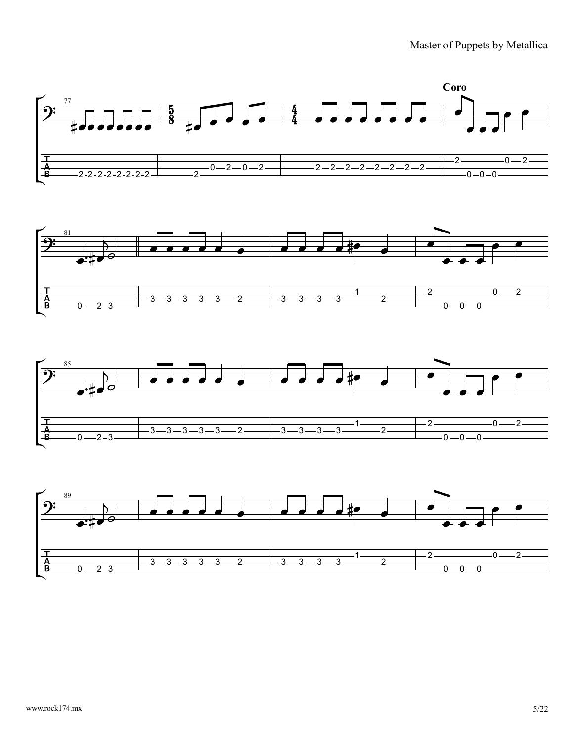**Coro**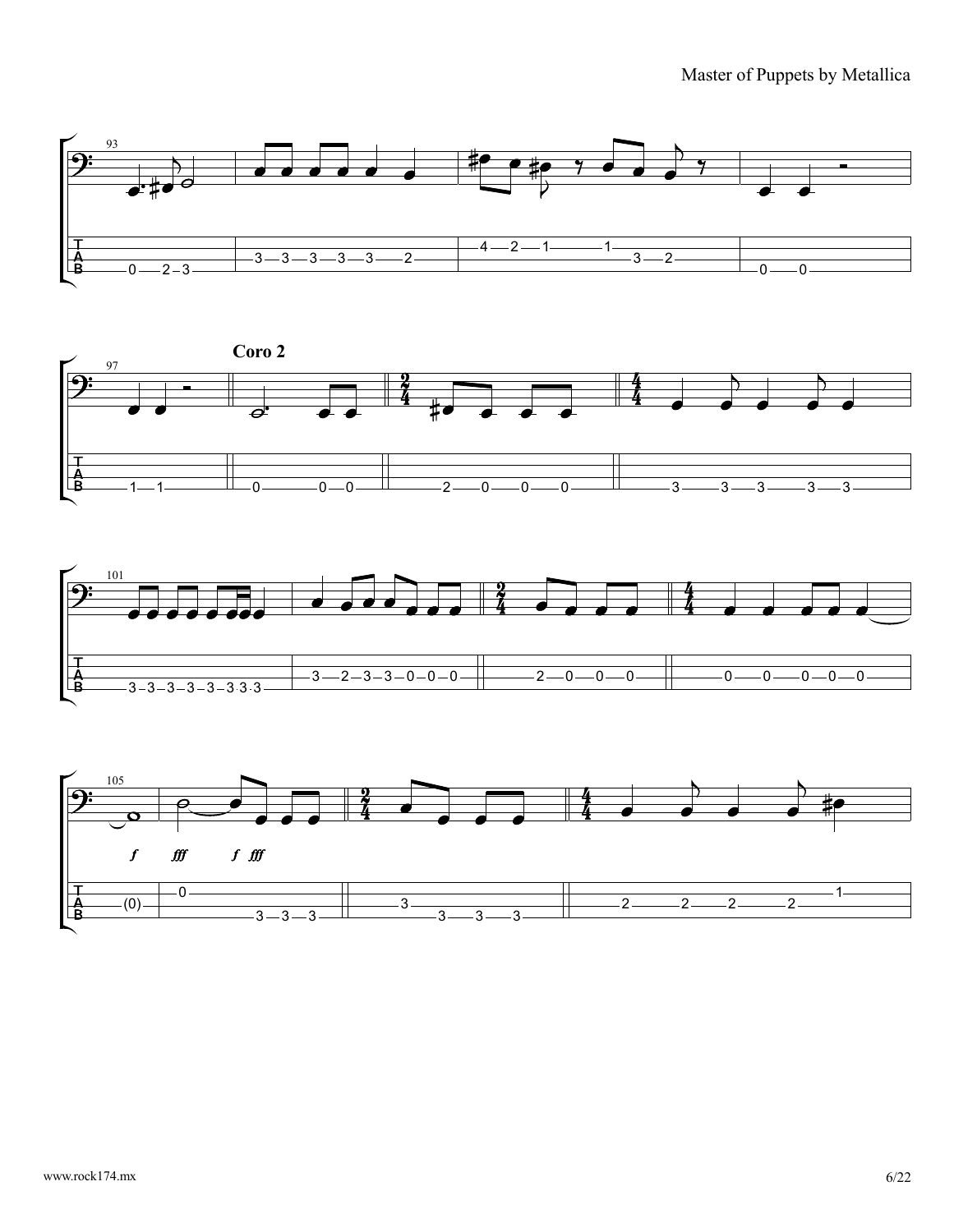Coro 2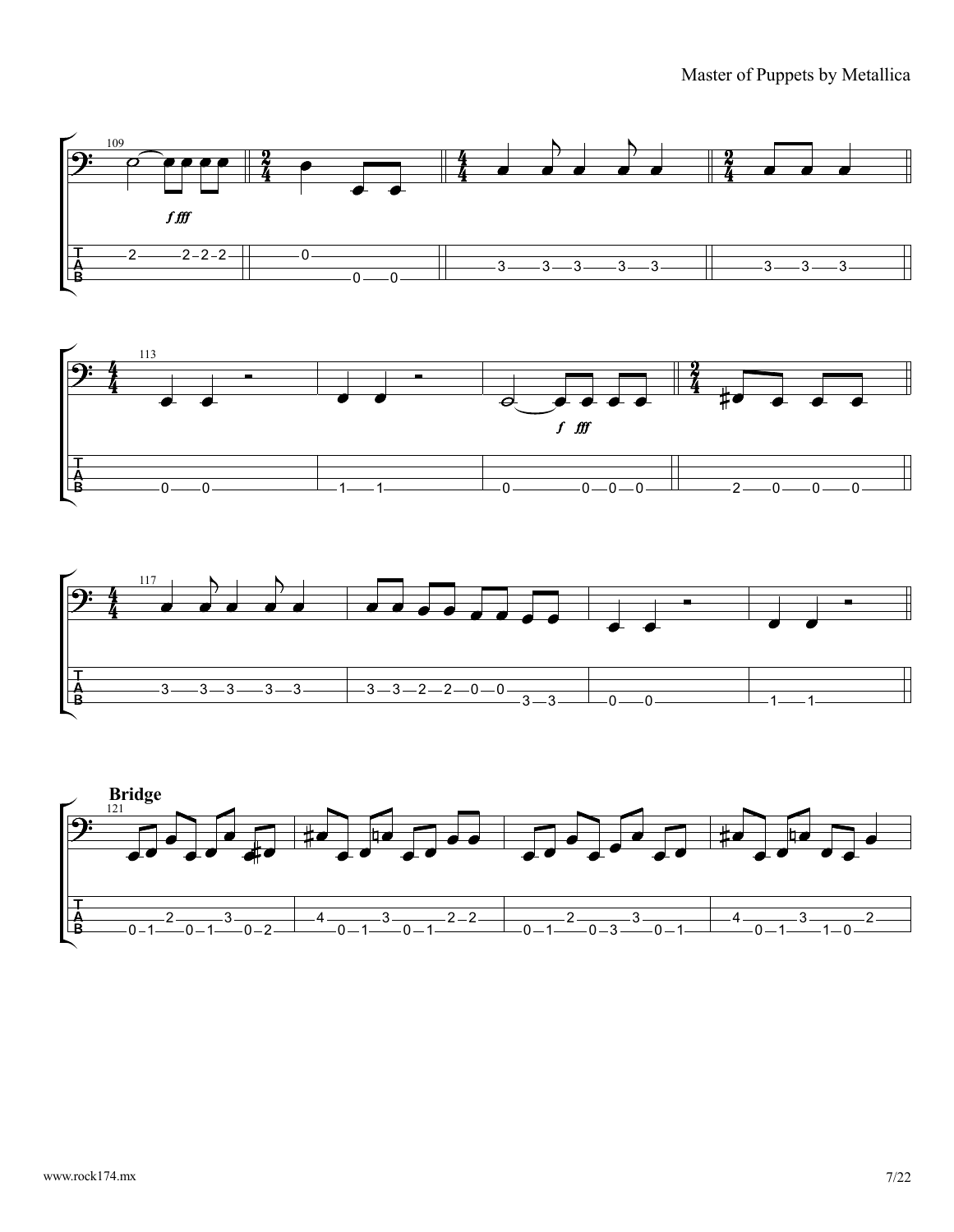## Bridge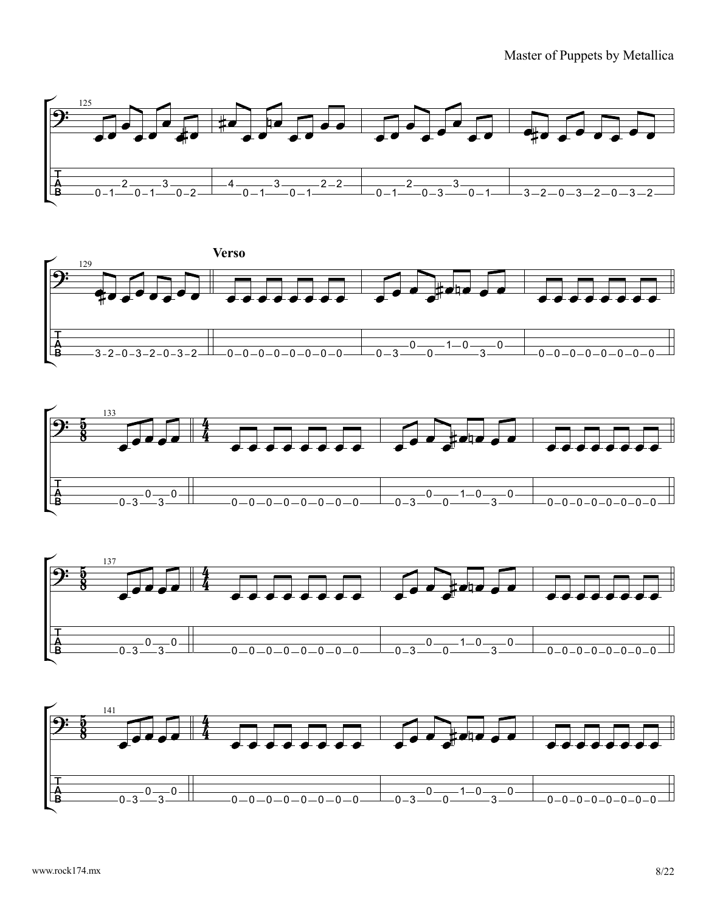**Verso**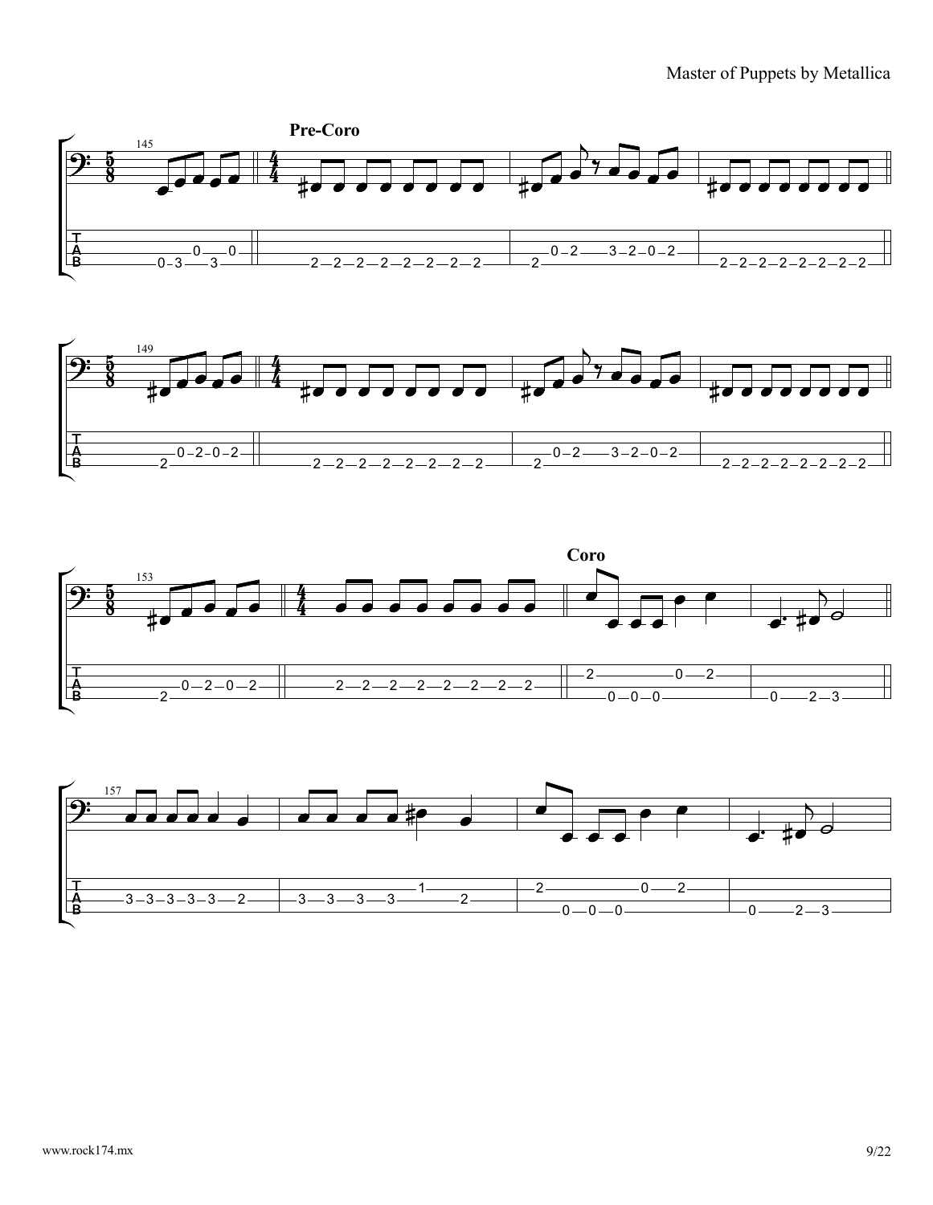## Pre-Coro

```
145 (5/8)          (4/4)
T|---------0---0--||-----------------|-0-2--3-2-0-2-|-----------------||
A|---------0---0--||-----------------|-0-2--3-2-0-2-|-----------------||
B|-0-3---3--------||-2-2-2-2-2-2-2-2-|-2------------|-2-2-2-2-2-2-2-2-||
```

```
149 (5/8)          (4/4)
T|-----0-2-0-2----||-----------------|-0-2--3-2-0-2-|-----------------||
A|-----0-2-0-2----||-----------------|-0-2--3-2-0-2-|-----------------||
B|-2--------------||-2-2-2-2-2-2-2-2-|-2------------|-2-2-2-2-2-2-2-2-||
```

## Coro

```
153 (5/8)          (4/4)
T|-----0-2-0-2----||-2-2-2-2-2-2-2-2-||-2-------0--2-|------------||
A|-----0-2-0-2----||-2-2-2-2-2-2-2-2-||-2-------0--2-|------------||
B|-2--------------||-----------------||---0-0-0------|-0----2--3--||
```

```
157
T|-3-3-3-3-3--2-|-3--3--3--3--1---2-|-2-------0--2-|------------|
A|-3-3-3-3-3--2-|-3--3--3--3------2-|-2-------0--2-|------------|
B|--------------|-------------------|---0-0-0------|-0----2--3--|
```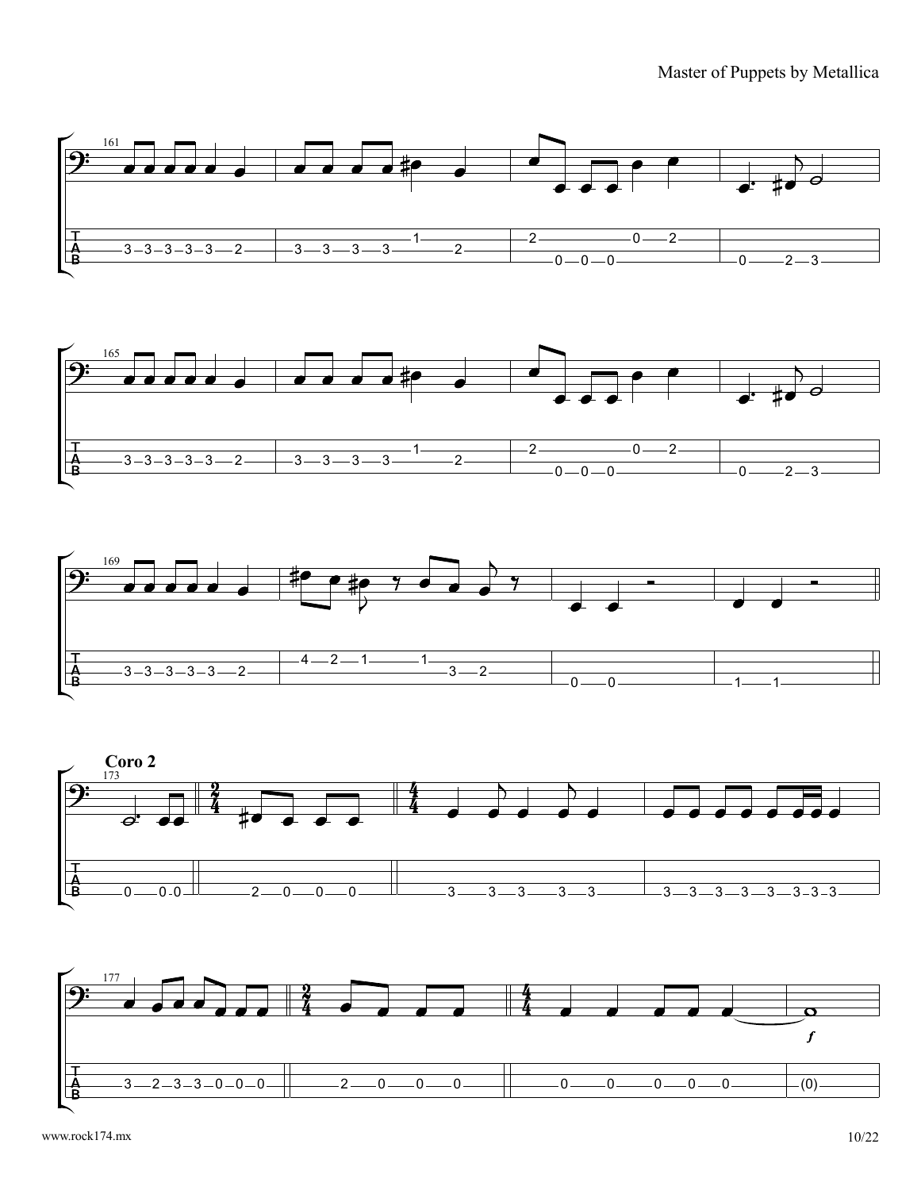**Coro 2**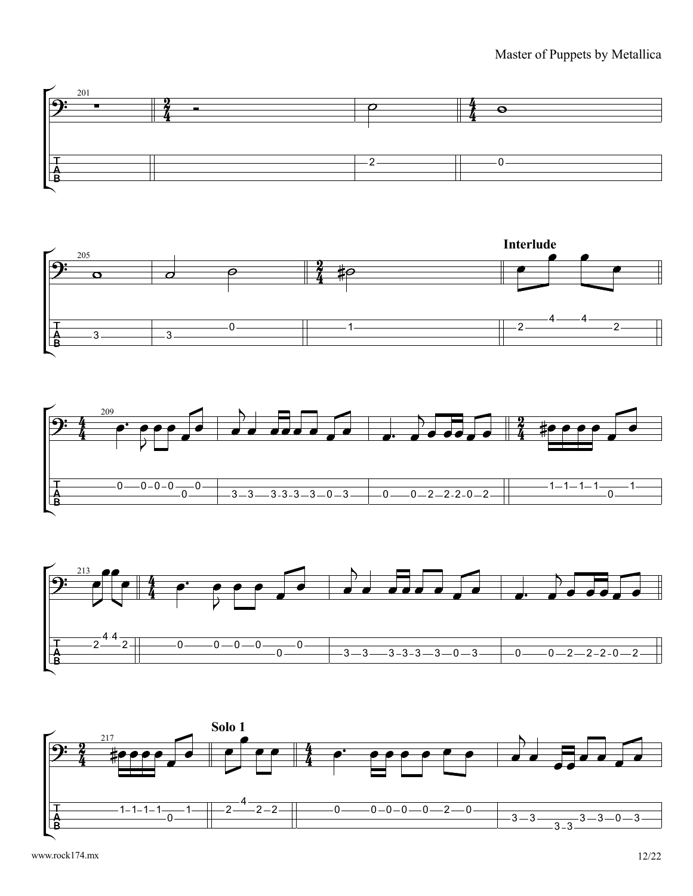**Interlude**

**Solo 1**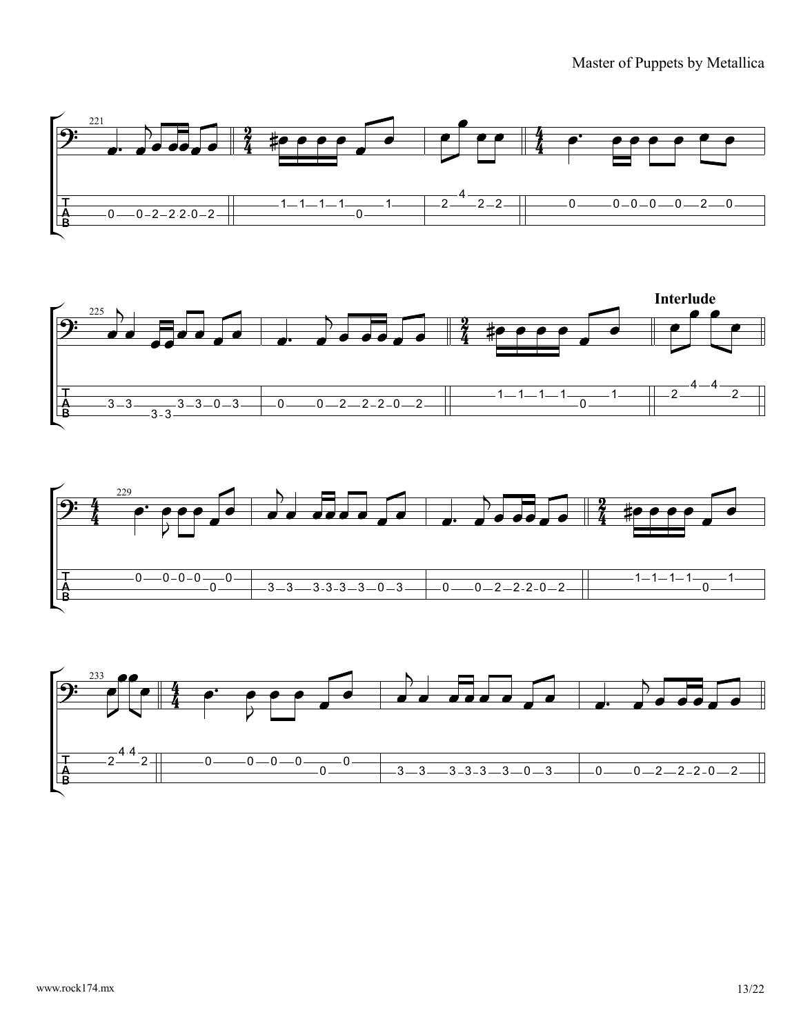**Interlude**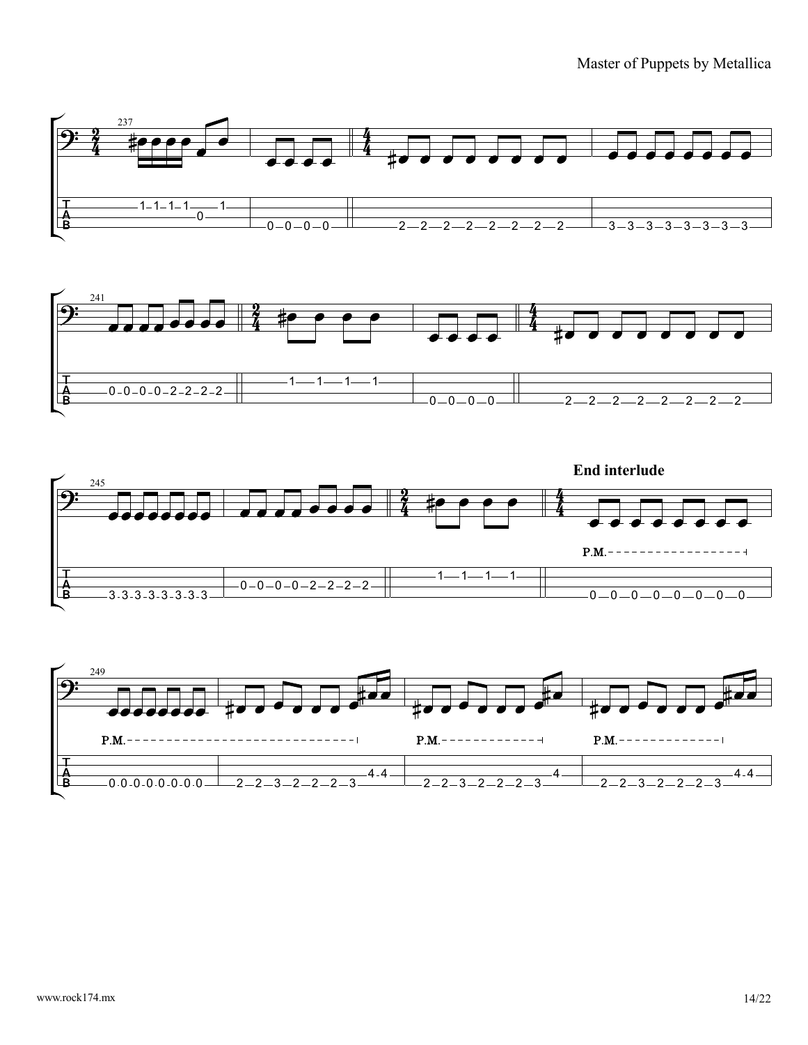**End interlude**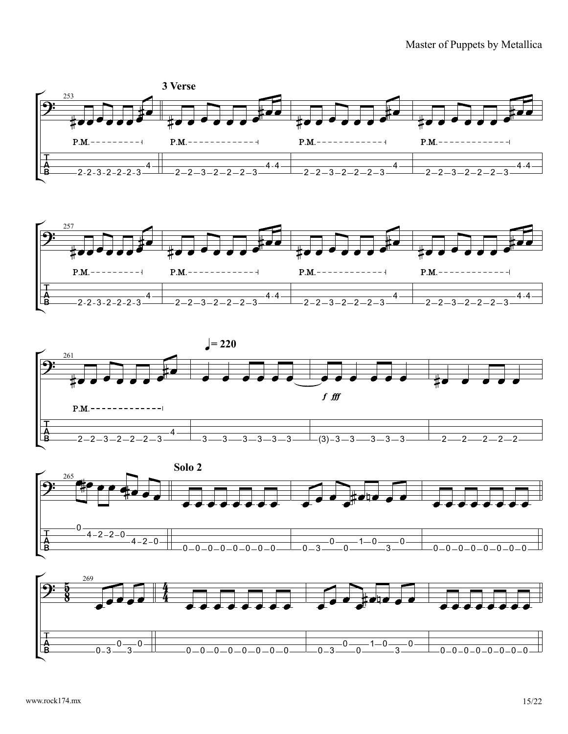### 3 Verse

♩= 220

### Solo 2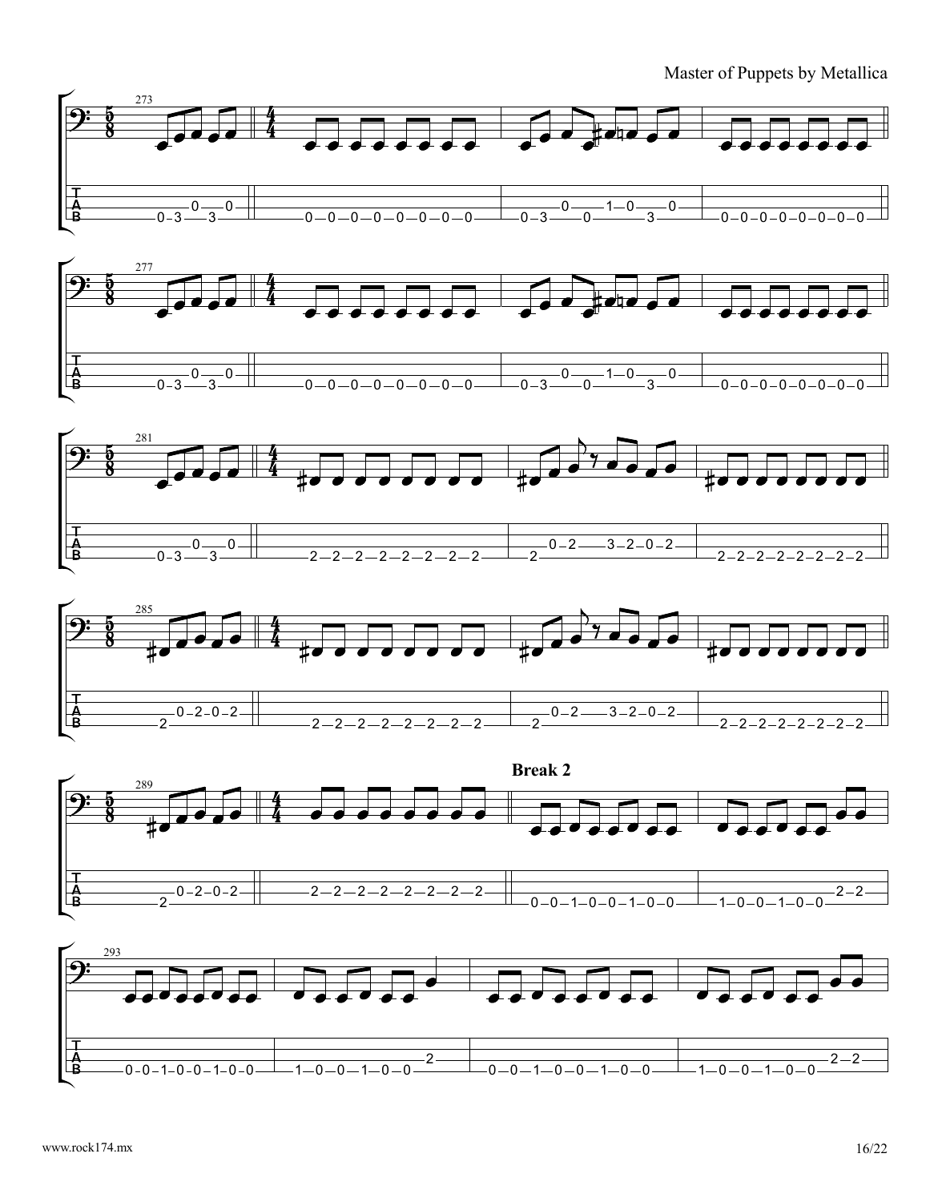**Break 2**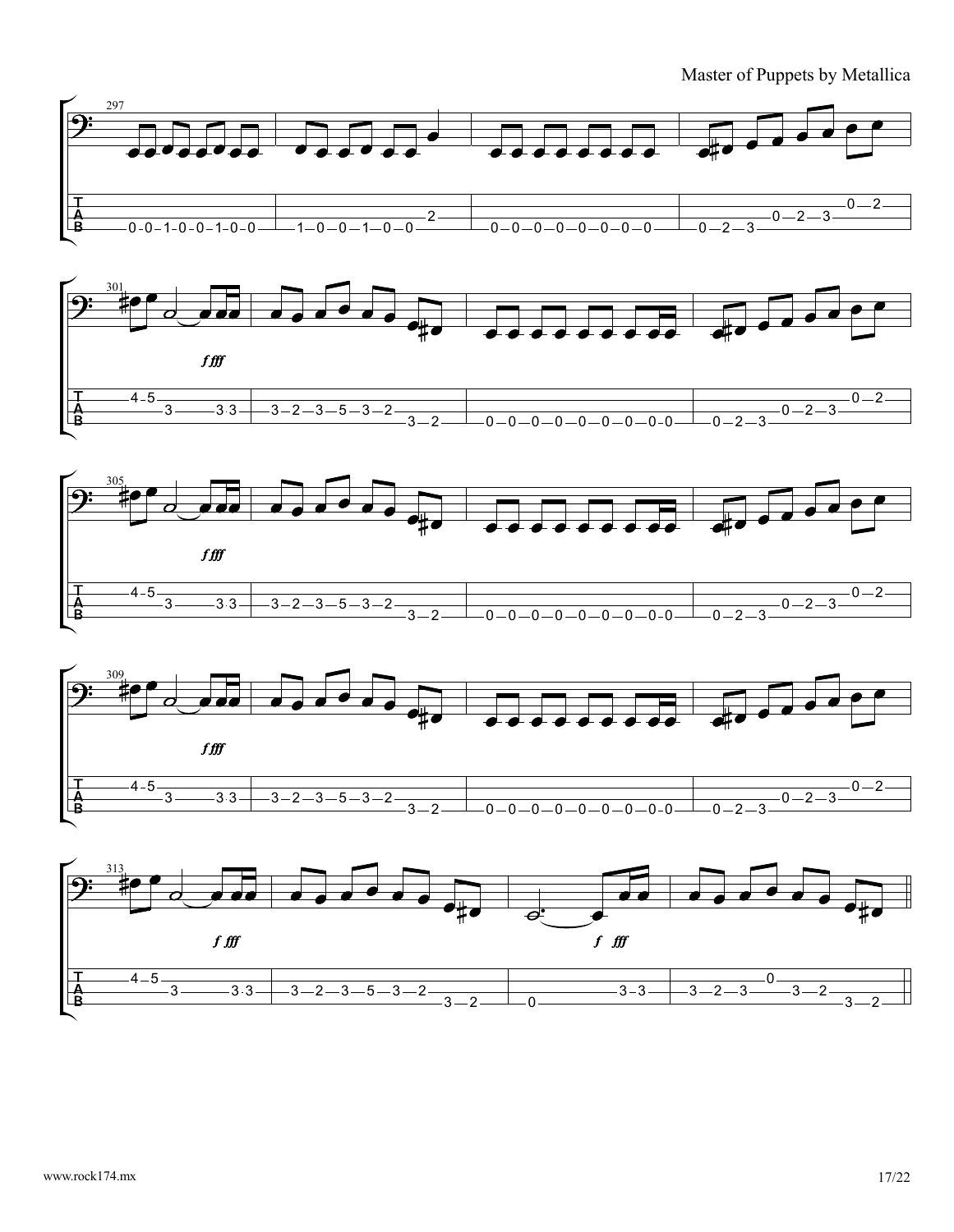```
297
G|-----------------|-------------|-----------------|-----------------|
D|-----------------|-------------|-----------------|-----------0-2---|
A|-----------------|-----------2-|-----------------|-----0-2-3-------|
E|-0-0-1-0-0-1-0-0-|-1-0-0-1-0-0-|-0-0-0-0-0-0-0-0-|-0-2-3-----------|
```

```
301
G|-----------|-------------------|-------------------|-----------------|
D|-4-5-------|-------------------|-------------------|-----------0-2---|
A|-----3--3.3|-3-2-3-5-3-2-------|-------------------|-----0-2-3-------|
E|-----------|-------------3-2---|-0-0-0-0-0-0-0-0-0-|-0-2-3-----------|
              fff
```

```
305
G|-----------|-------------------|-------------------|-----------------|
D|-4-5-------|-------------------|-------------------|-----------0-2---|
A|-----3--3.3|-3-2-3-5-3-2-------|-------------------|-----0-2-3-------|
E|-----------|-------------3-2---|-0-0-0-0-0-0-0-0-0-|-0-2-3-----------|
              fff
```

```
309
G|-----------|-------------------|-------------------|-----------------|
D|-4-5-------|-------------------|-------------------|-----------0-2---|
A|-----3--3.3|-3-2-3-5-3-2-------|-------------------|-----0-2-3-------|
E|-----------|-------------3-2---|-0-0-0-0-0-0-0-0-0-|-0-2-3-----------|
              fff
```

```
313
G|-----------|-------------------|-----------|-----------------------||
D|-4-5-------|-------------------|-----------|-------0---------------||
A|-----3--3.3|-3-2-3-5-3-2-------|-------3-3-|-3-2-3---3-2-----------||
E|-----------|-------------3-2---|-0---------|-------------3-2-------||
              f fff                     f fff
```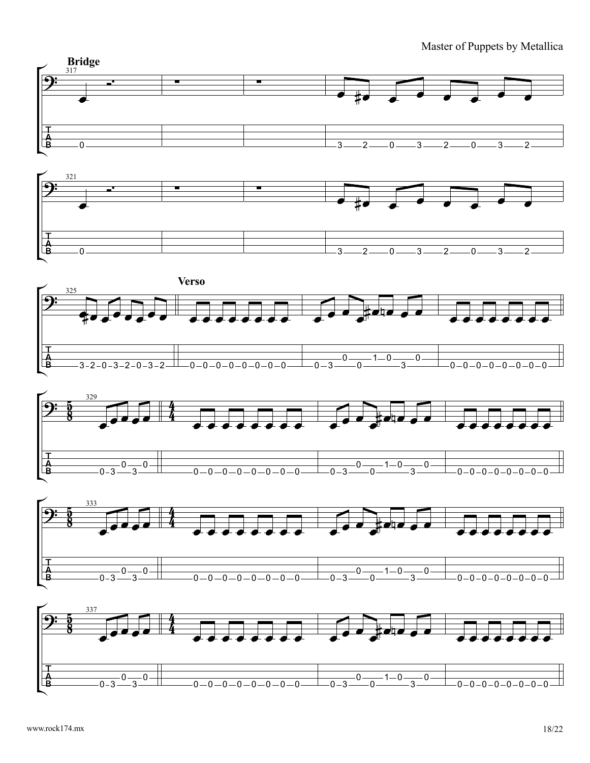### Bridge

### Verso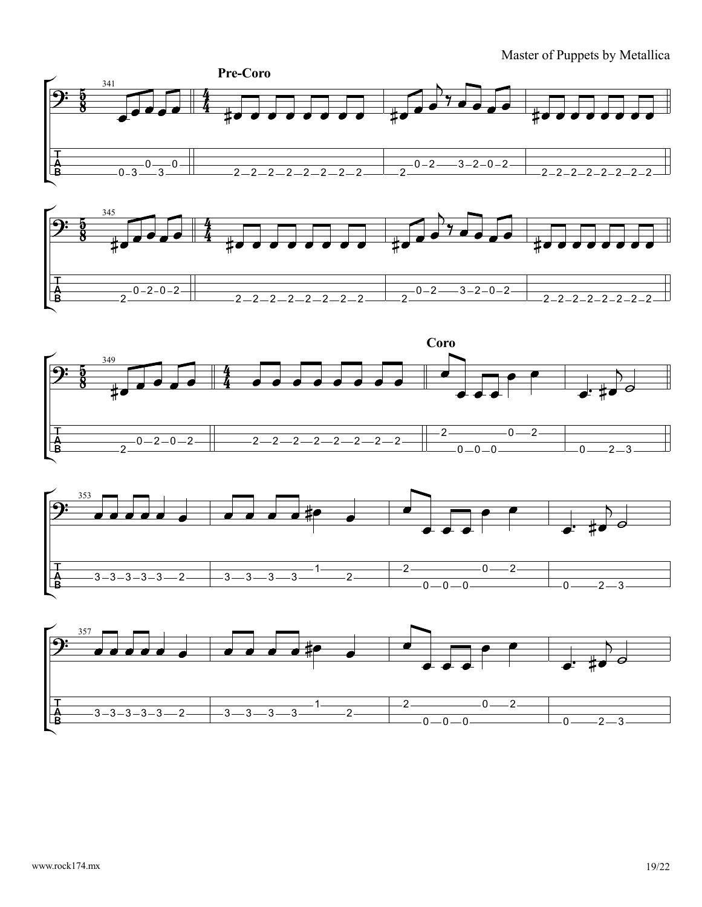**Pre-Coro**

**Coro**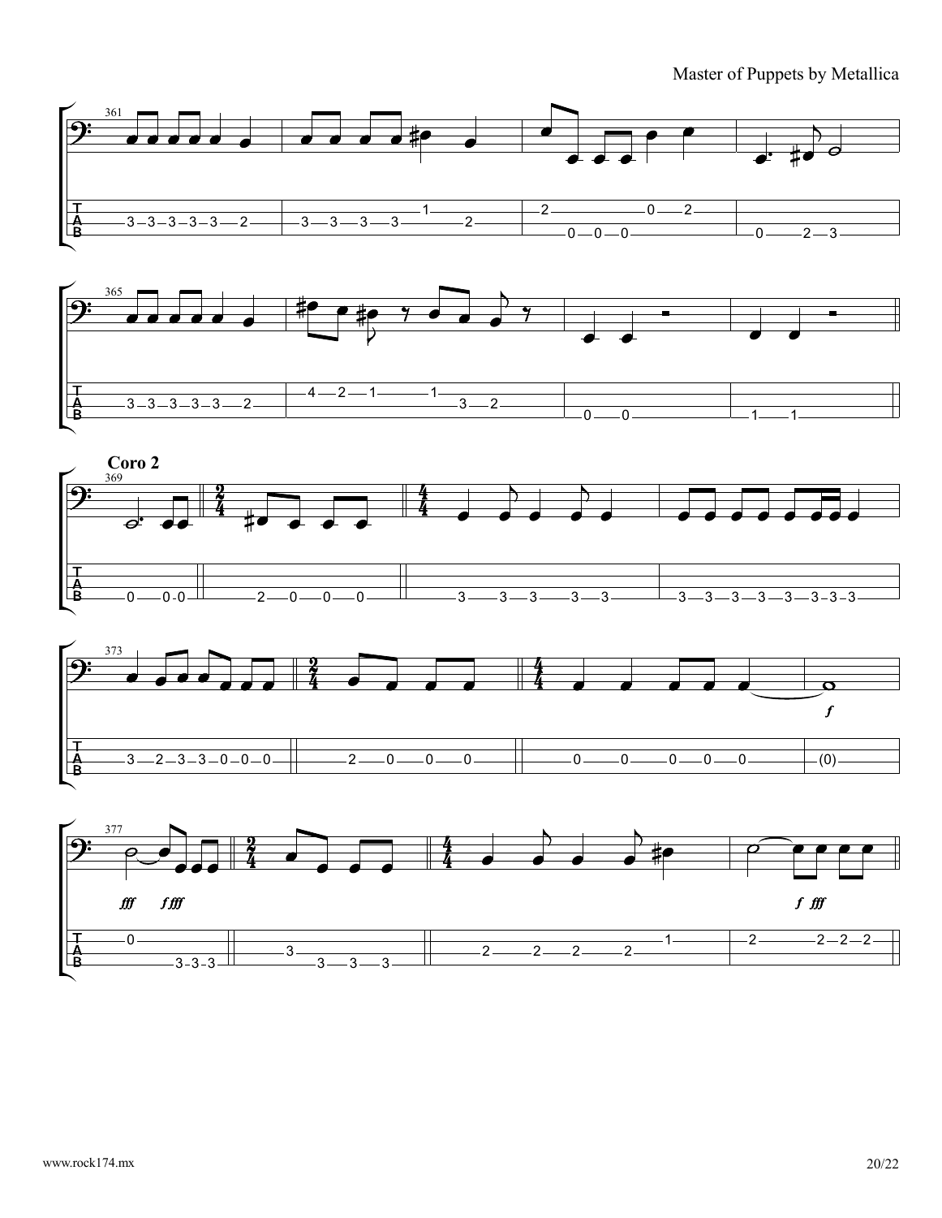## Coro 2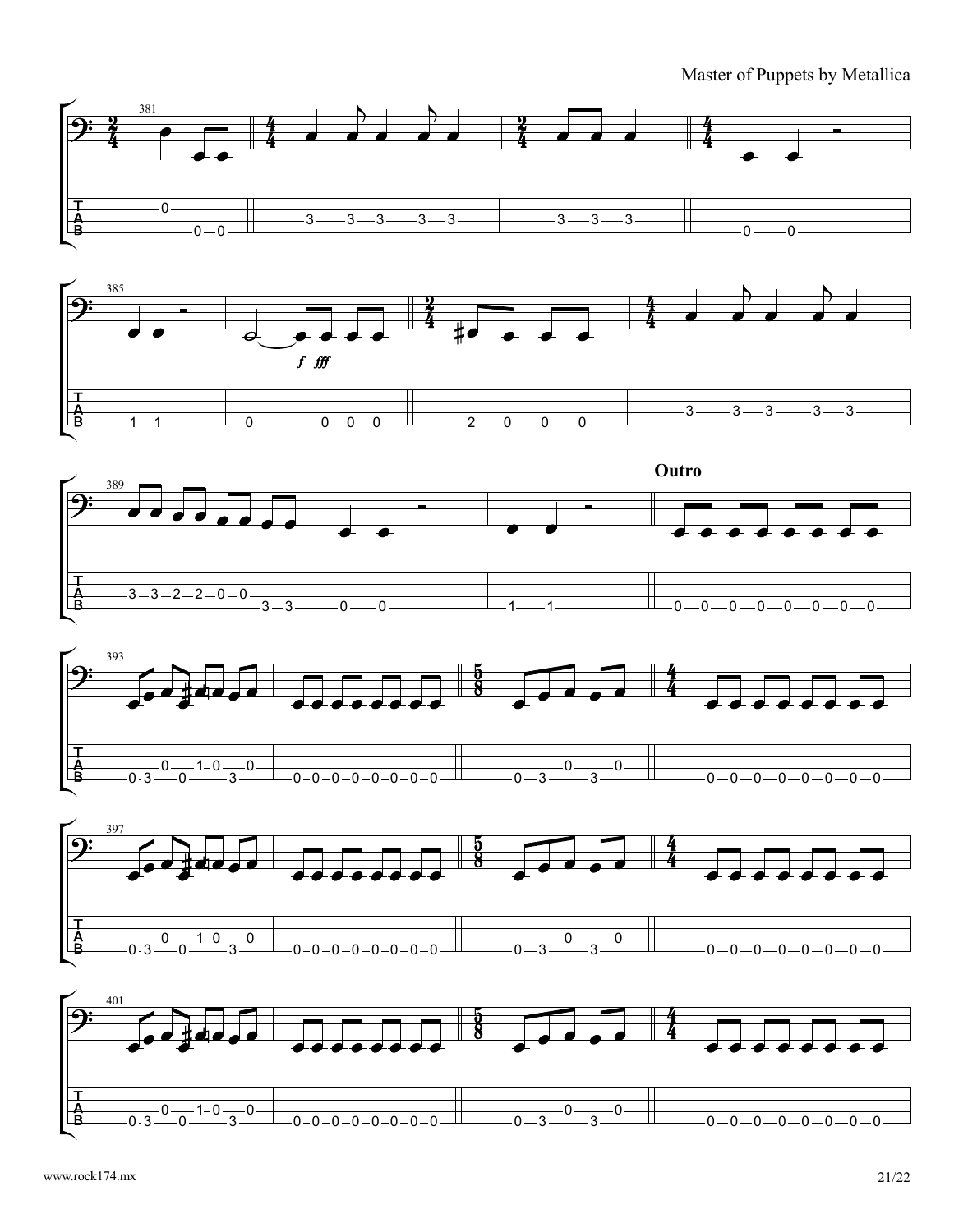**Outro**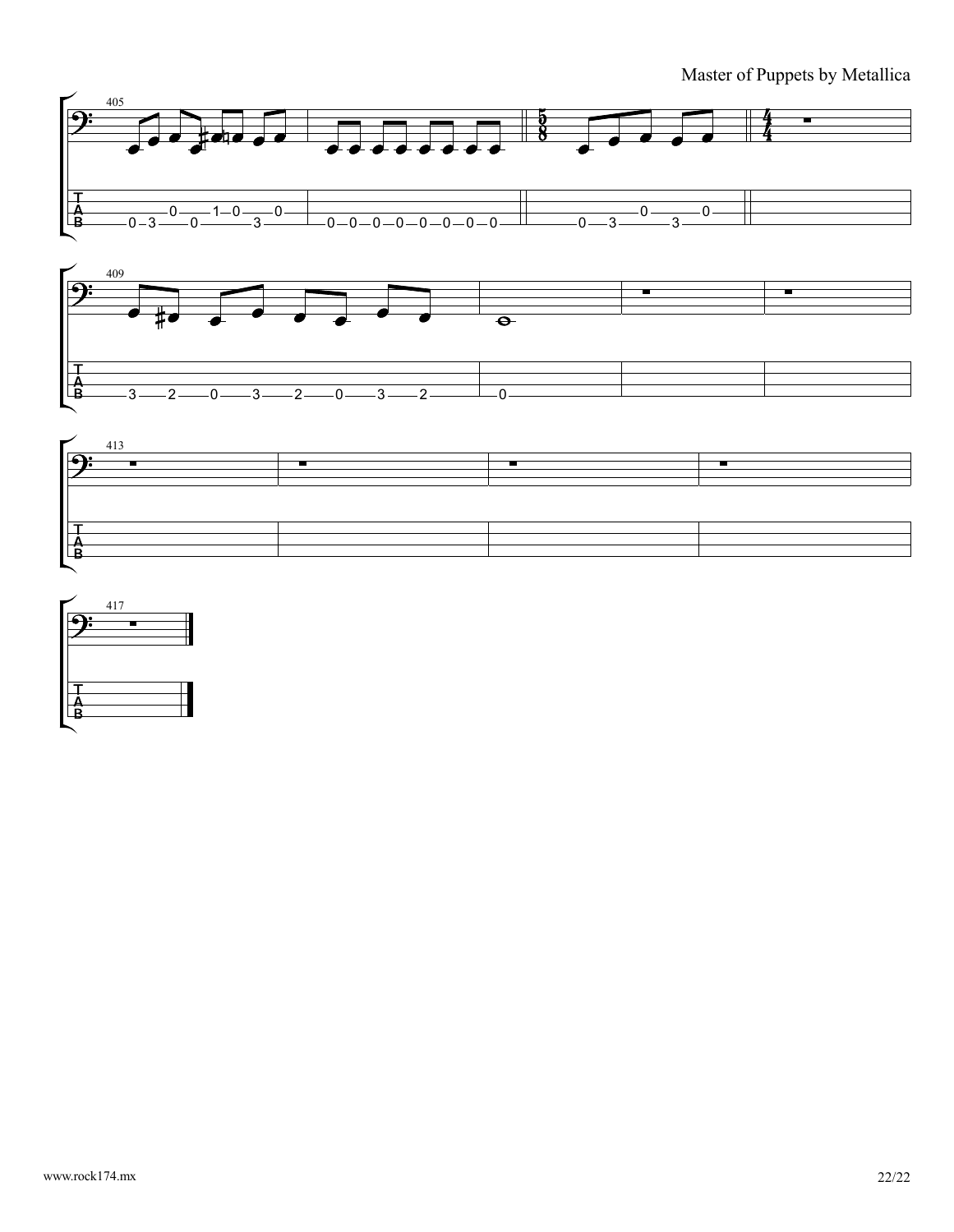Master of Puppets by Metallica